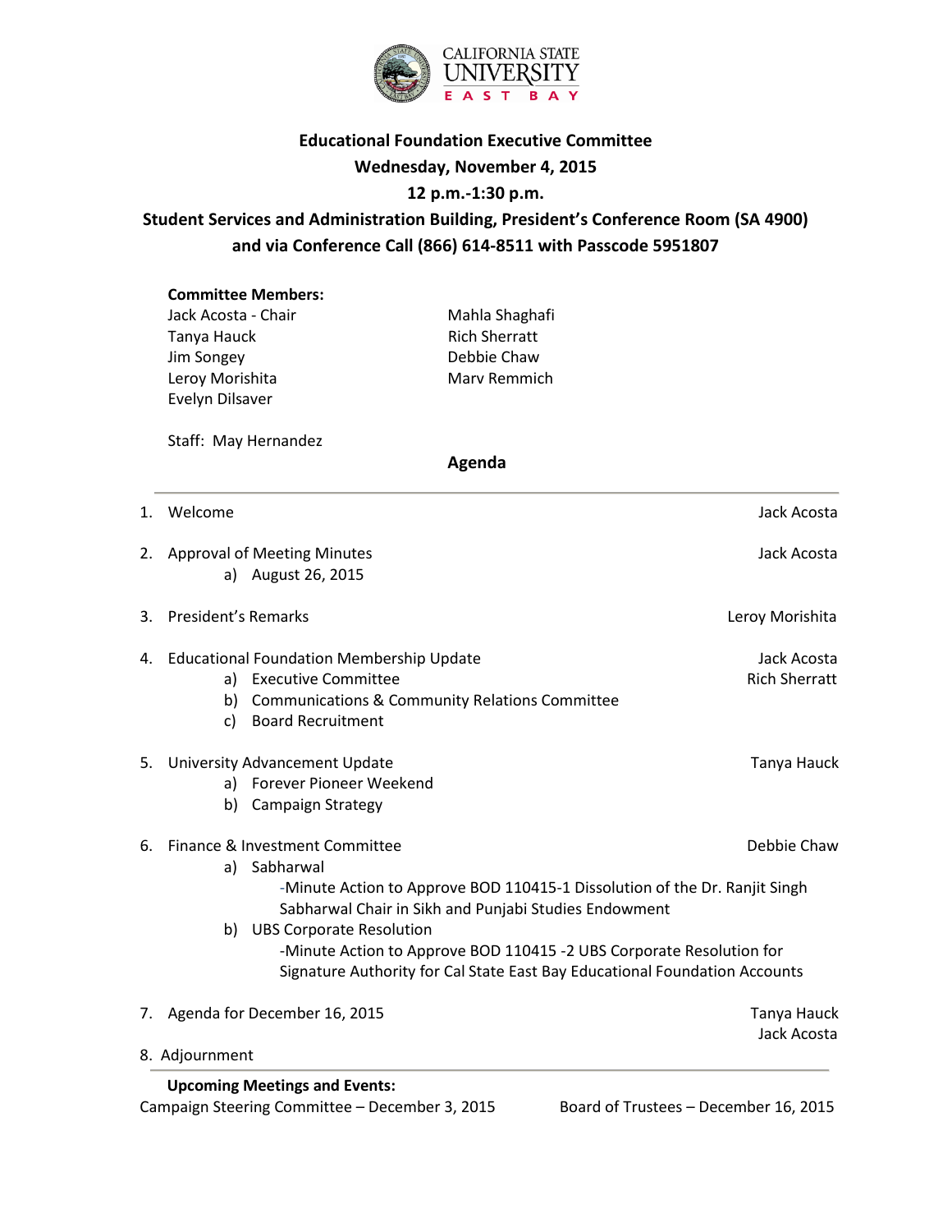CALIFORNIA STATE UNIVERSITY EAST BAY

# Educational Foundation Executive Committee

**Wednesday, November 4, 2015**

**12 p.m.-1:30 p.m.**

**Student Services and Administration Building, President's Conference Room (SA 4900) and via Conference Call (866) 614-8511 with Passcode 5951807**

**Committee Members:**

Jack Acosta - Chair
Tanya Hauck
Jim Songey
Leroy Morishita
Evelyn Dilsaver
Mahla Shaghafi
Rich Sherratt
Debbie Chaw
Marv Remmich

Staff: May Hernandez

## Agenda

1. Welcome — Jack Acosta
2. Approval of Meeting Minutes — Jack Acosta
   a) August 26, 2015
3. President's Remarks — Leroy Morishita
4. Educational Foundation Membership Update — Jack Acosta, Rich Sherratt
   a) Executive Committee
   b) Communications & Community Relations Committee
   c) Board Recruitment
5. University Advancement Update — Tanya Hauck
   a) Forever Pioneer Weekend
   b) Campaign Strategy
6. Finance & Investment Committee — Debbie Chaw
   a) Sabharwal
      -Minute Action to Approve BOD 110415-1 Dissolution of the Dr. Ranjit Singh Sabharwal Chair in Sikh and Punjabi Studies Endowment
   b) UBS Corporate Resolution
      -Minute Action to Approve BOD 110415 -2 UBS Corporate Resolution for Signature Authority for Cal State East Bay Educational Foundation Accounts
7. Agenda for December 16, 2015 — Tanya Hauck, Jack Acosta
8. Adjournment

**Upcoming Meetings and Events:**

Campaign Steering Committee – December 3, 2015

Board of Trustees – December 16, 2015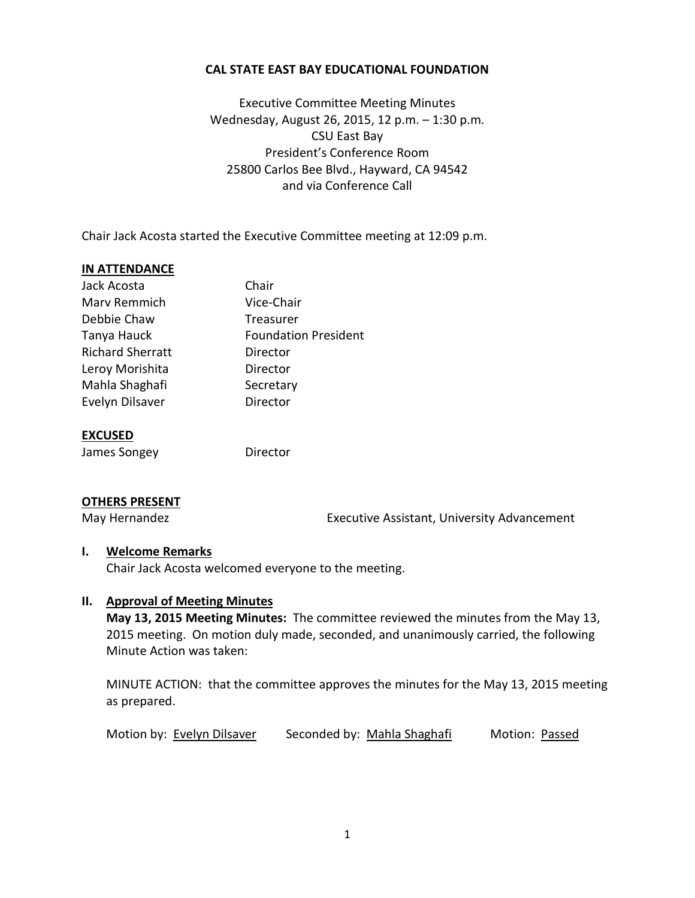**CAL STATE EAST BAY EDUCATIONAL FOUNDATION**

Executive Committee Meeting Minutes
Wednesday, August 26, 2015, 12 p.m. – 1:30 p.m.
CSU East Bay
President's Conference Room
25800 Carlos Bee Blvd., Hayward, CA 94542
and via Conference Call

Chair Jack Acosta started the Executive Committee meeting at 12:09 p.m.

**IN ATTENDANCE**

| | |
|---|---|
| Jack Acosta | Chair |
| Marv Remmich | Vice-Chair |
| Debbie Chaw | Treasurer |
| Tanya Hauck | Foundation President |
| Richard Sherratt | Director |
| Leroy Morishita | Director |
| Mahla Shaghafi | Secretary |
| Evelyn Dilsaver | Director |

**EXCUSED**

| | |
|---|---|
| James Songey | Director |

**OTHERS PRESENT**

| | |
|---|---|
| May Hernandez | Executive Assistant, University Advancement |

**I. Welcome Remarks**

Chair Jack Acosta welcomed everyone to the meeting.

**II. Approval of Meeting Minutes**

**May 13, 2015 Meeting Minutes:** The committee reviewed the minutes from the May 13, 2015 meeting. On motion duly made, seconded, and unanimously carried, the following Minute Action was taken:

MINUTE ACTION: that the committee approves the minutes for the May 13, 2015 meeting as prepared.

Motion by: Evelyn Dilsaver Seconded by: Mahla Shaghafi Motion: Passed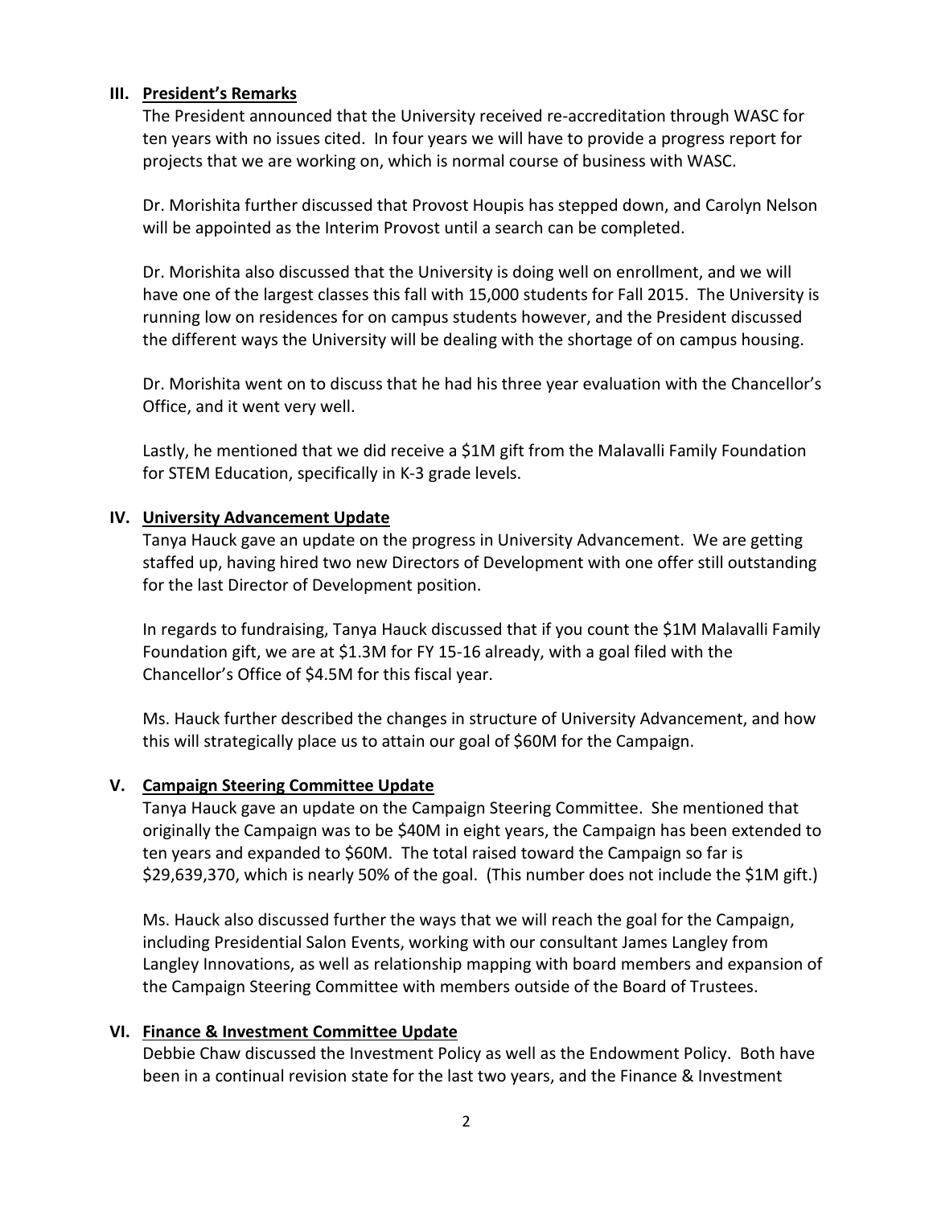## III. President's Remarks

The President announced that the University received re-accreditation through WASC for ten years with no issues cited. In four years we will have to provide a progress report for projects that we are working on, which is normal course of business with WASC.

Dr. Morishita further discussed that Provost Houpis has stepped down, and Carolyn Nelson will be appointed as the Interim Provost until a search can be completed.

Dr. Morishita also discussed that the University is doing well on enrollment, and we will have one of the largest classes this fall with 15,000 students for Fall 2015. The University is running low on residences for on campus students however, and the President discussed the different ways the University will be dealing with the shortage of on campus housing.

Dr. Morishita went on to discuss that he had his three year evaluation with the Chancellor's Office, and it went very well.

Lastly, he mentioned that we did receive a $1M gift from the Malavalli Family Foundation for STEM Education, specifically in K-3 grade levels.

## IV. University Advancement Update

Tanya Hauck gave an update on the progress in University Advancement. We are getting staffed up, having hired two new Directors of Development with one offer still outstanding for the last Director of Development position.

In regards to fundraising, Tanya Hauck discussed that if you count the $1M Malavalli Family Foundation gift, we are at $1.3M for FY 15-16 already, with a goal filed with the Chancellor's Office of $4.5M for this fiscal year.

Ms. Hauck further described the changes in structure of University Advancement, and how this will strategically place us to attain our goal of $60M for the Campaign.

## V. Campaign Steering Committee Update

Tanya Hauck gave an update on the Campaign Steering Committee. She mentioned that originally the Campaign was to be $40M in eight years, the Campaign has been extended to ten years and expanded to $60M. The total raised toward the Campaign so far is $29,639,370, which is nearly 50% of the goal. (This number does not include the $1M gift.)

Ms. Hauck also discussed further the ways that we will reach the goal for the Campaign, including Presidential Salon Events, working with our consultant James Langley from Langley Innovations, as well as relationship mapping with board members and expansion of the Campaign Steering Committee with members outside of the Board of Trustees.

## VI. Finance & Investment Committee Update

Debbie Chaw discussed the Investment Policy as well as the Endowment Policy. Both have been in a continual revision state for the last two years, and the Finance & Investment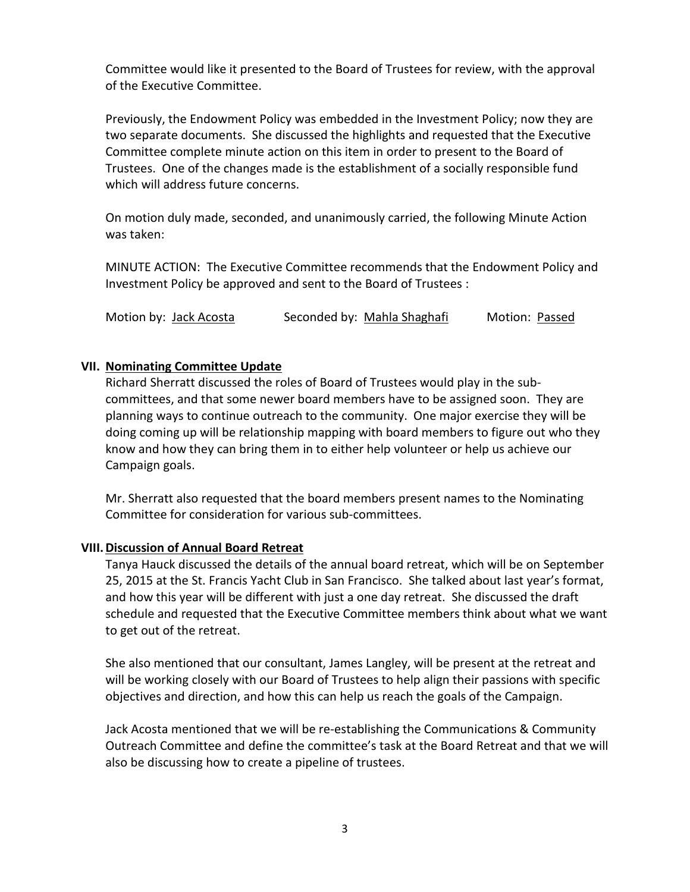Committee would like it presented to the Board of Trustees for review, with the approval of the Executive Committee.

Previously, the Endowment Policy was embedded in the Investment Policy; now they are two separate documents. She discussed the highlights and requested that the Executive Committee complete minute action on this item in order to present to the Board of Trustees. One of the changes made is the establishment of a socially responsible fund which will address future concerns.

On motion duly made, seconded, and unanimously carried, the following Minute Action was taken:

MINUTE ACTION: The Executive Committee recommends that the Endowment Policy and Investment Policy be approved and sent to the Board of Trustees :

Motion by: Jack Acosta Seconded by: Mahla Shaghafi Motion: Passed

## VII. Nominating Committee Update

Richard Sherratt discussed the roles of Board of Trustees would play in the sub-committees, and that some newer board members have to be assigned soon. They are planning ways to continue outreach to the community. One major exercise they will be doing coming up will be relationship mapping with board members to figure out who they know and how they can bring them in to either help volunteer or help us achieve our Campaign goals.

Mr. Sherratt also requested that the board members present names to the Nominating Committee for consideration for various sub-committees.

## VIII. Discussion of Annual Board Retreat

Tanya Hauck discussed the details of the annual board retreat, which will be on September 25, 2015 at the St. Francis Yacht Club in San Francisco. She talked about last year's format, and how this year will be different with just a one day retreat. She discussed the draft schedule and requested that the Executive Committee members think about what we want to get out of the retreat.

She also mentioned that our consultant, James Langley, will be present at the retreat and will be working closely with our Board of Trustees to help align their passions with specific objectives and direction, and how this can help us reach the goals of the Campaign.

Jack Acosta mentioned that we will be re-establishing the Communications & Community Outreach Committee and define the committee's task at the Board Retreat and that we will also be discussing how to create a pipeline of trustees.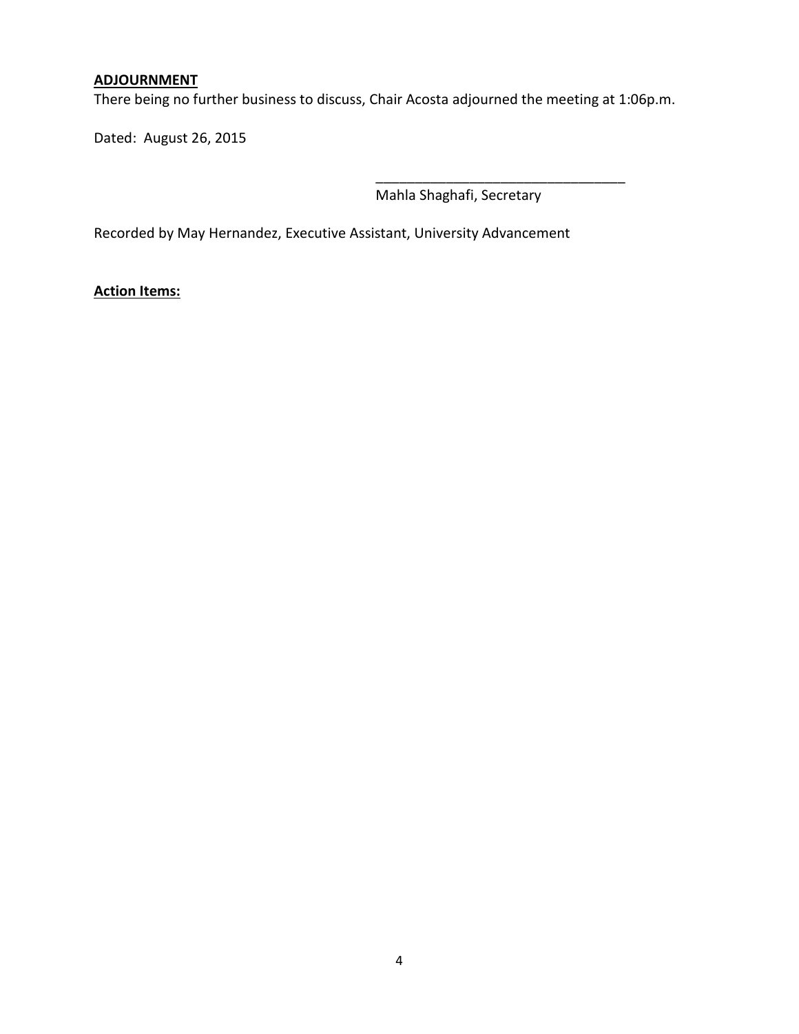**ADJOURNMENT**

There being no further business to discuss, Chair Acosta adjourned the meeting at 1:06p.m.

Dated: August 26, 2015

________________________________

Mahla Shaghafi, Secretary

Recorded by May Hernandez, Executive Assistant, University Advancement

**Action Items:**